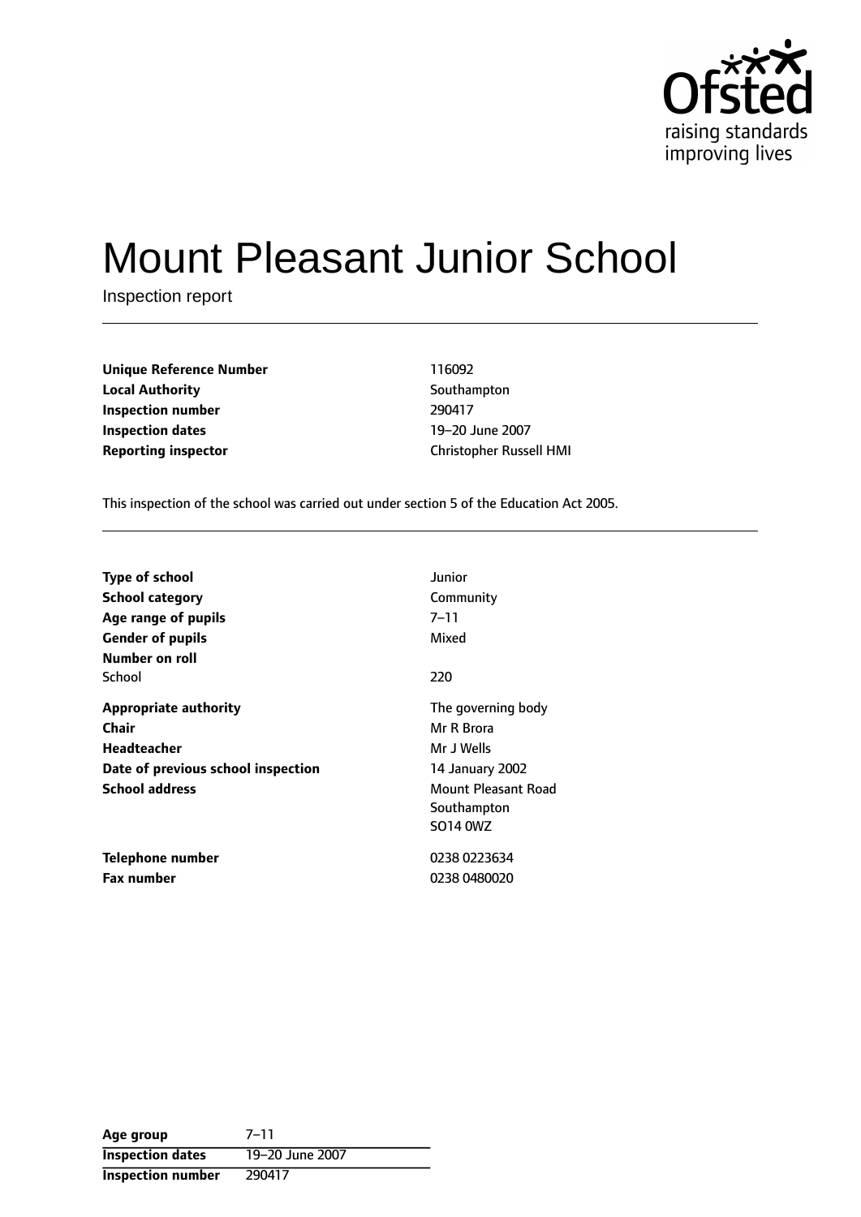Ofsted
raising standards
improving lives

# Mount Pleasant Junior School

Inspection report

| | |
|---|---|
| **Unique Reference Number** | 116092 |
| **Local Authority** | Southampton |
| **Inspection number** | 290417 |
| **Inspection dates** | 19–20 June 2007 |
| **Reporting inspector** | Christopher Russell HMI |

This inspection of the school was carried out under section 5 of the Education Act 2005.

| | |
|---|---|
| **Type of school** | Junior |
| **School category** | Community |
| **Age range of pupils** | 7–11 |
| **Gender of pupils** | Mixed |
| **Number on roll** | |
| School | 220 |
| **Appropriate authority** | The governing body |
| **Chair** | Mr R Brora |
| **Headteacher** | Mr J Wells |
| **Date of previous school inspection** | 14 January 2002 |
| **School address** | Mount Pleasant Road<br>Southampton<br>SO14 0WZ |
| **Telephone number** | 0238 0223634 |
| **Fax number** | 0238 0480020 |

| | |
|---|---|
| **Age group** | 7–11 |
| **Inspection dates** | 19–20 June 2007 |
| **Inspection number** | 290417 |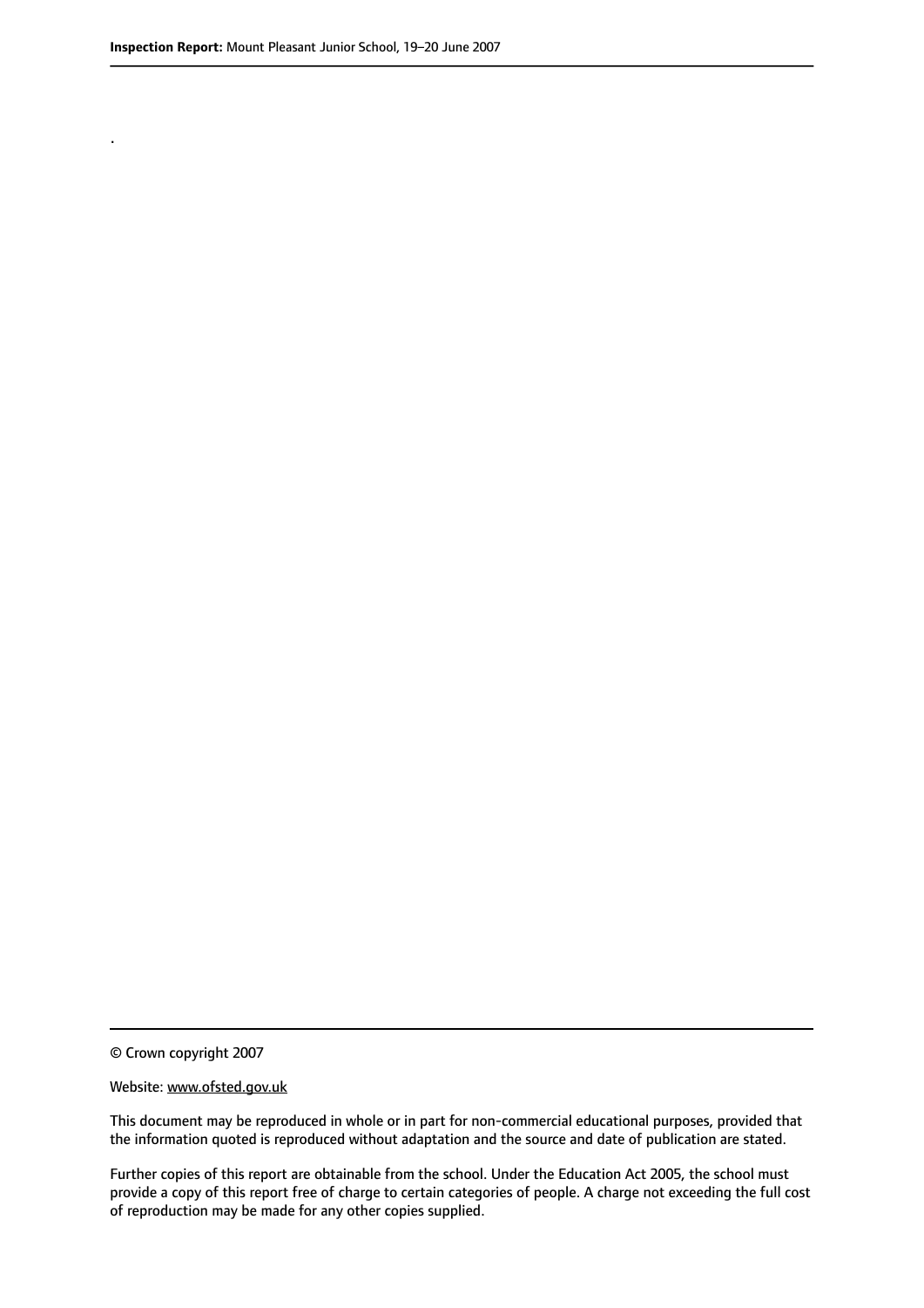.

© Crown copyright 2007

Website: www.ofsted.gov.uk

This document may be reproduced in whole or in part for non-commercial educational purposes, provided that the information quoted is reproduced without adaptation and the source and date of publication are stated.

Further copies of this report are obtainable from the school. Under the Education Act 2005, the school must provide a copy of this report free of charge to certain categories of people. A charge not exceeding the full cost of reproduction may be made for any other copies supplied.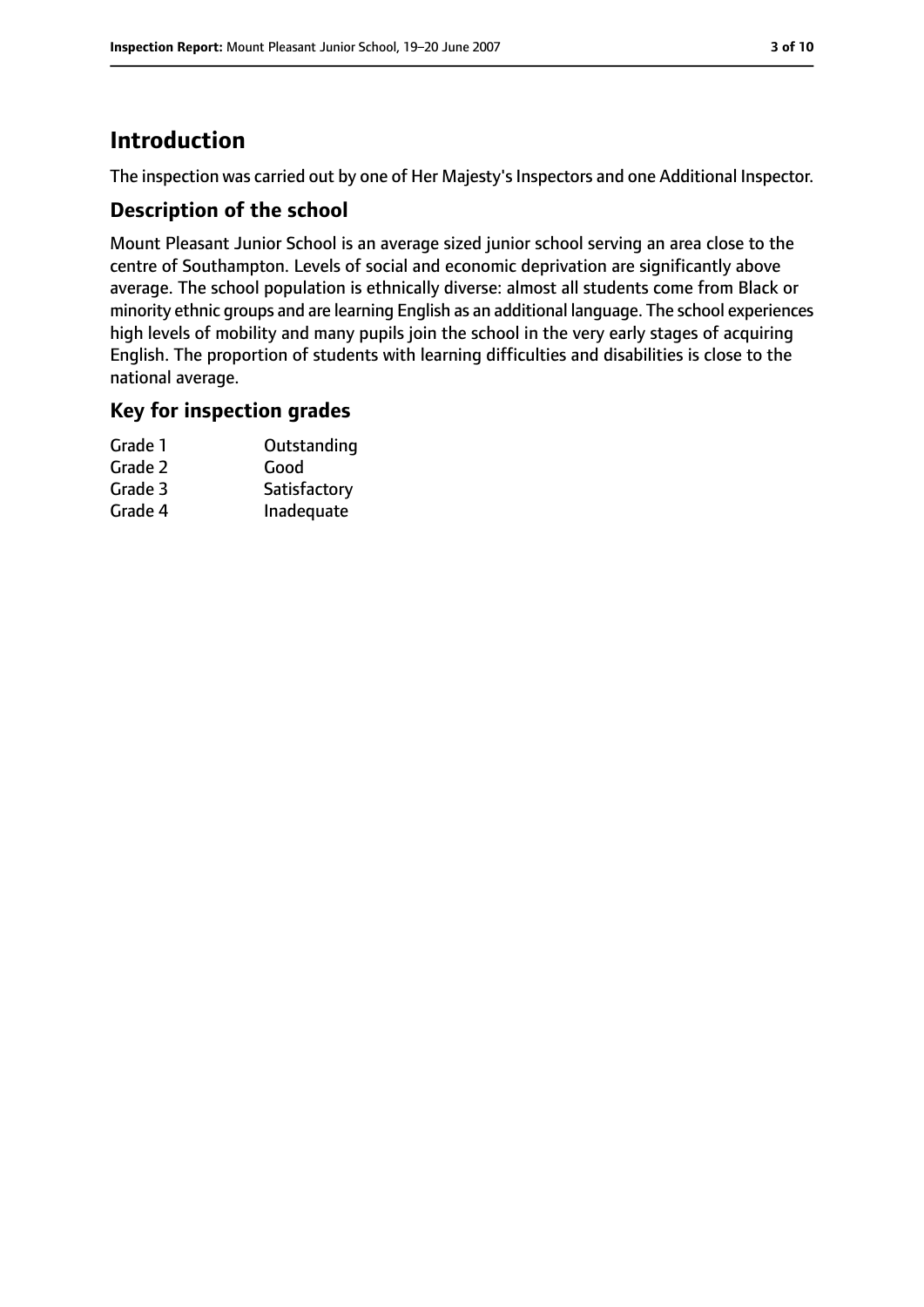# Introduction

The inspection was carried out by one of Her Majesty's Inspectors and one Additional Inspector.

## Description of the school

Mount Pleasant Junior School is an average sized junior school serving an area close to the centre of Southampton. Levels of social and economic deprivation are significantly above average. The school population is ethnically diverse: almost all students come from Black or minority ethnic groups and are learning English as an additional language. The school experiences high levels of mobility and many pupils join the school in the very early stages of acquiring English. The proportion of students with learning difficulties and disabilities is close to the national average.

## Key for inspection grades

| | |
|---|---|
| Grade 1 | Outstanding |
| Grade 2 | Good |
| Grade 3 | Satisfactory |
| Grade 4 | Inadequate |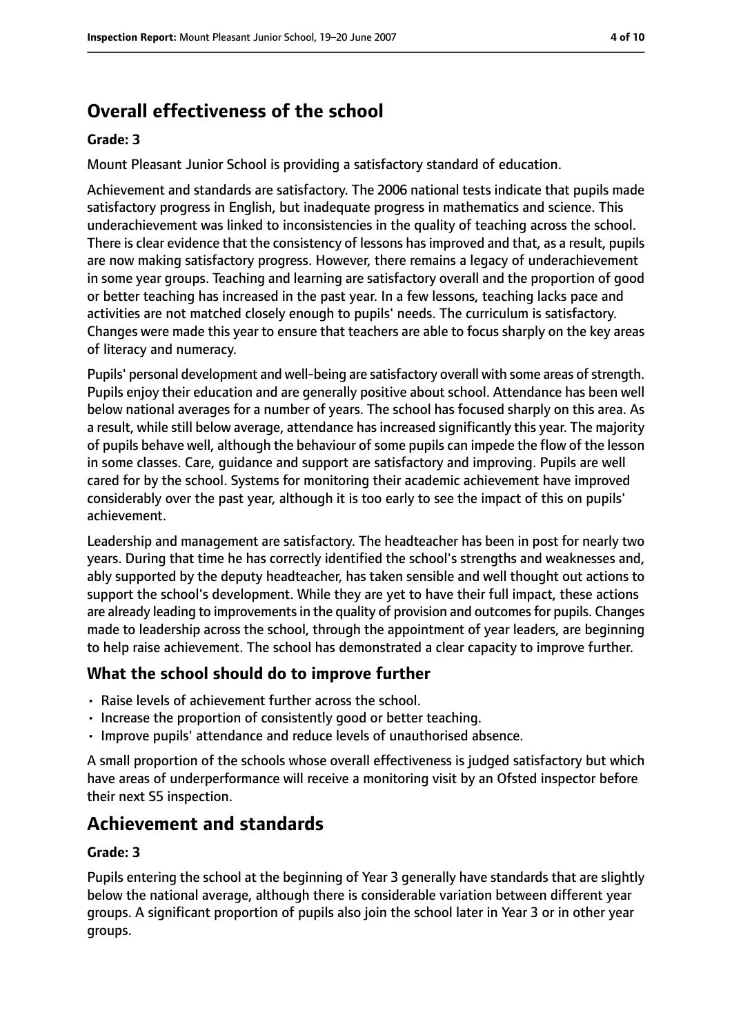## Overall effectiveness of the school

**Grade: 3**

Mount Pleasant Junior School is providing a satisfactory standard of education.

Achievement and standards are satisfactory. The 2006 national tests indicate that pupils made satisfactory progress in English, but inadequate progress in mathematics and science. This underachievement was linked to inconsistencies in the quality of teaching across the school. There is clear evidence that the consistency of lessons has improved and that, as a result, pupils are now making satisfactory progress. However, there remains a legacy of underachievement in some year groups. Teaching and learning are satisfactory overall and the proportion of good or better teaching has increased in the past year. In a few lessons, teaching lacks pace and activities are not matched closely enough to pupils' needs. The curriculum is satisfactory. Changes were made this year to ensure that teachers are able to focus sharply on the key areas of literacy and numeracy.

Pupils' personal development and well-being are satisfactory overall with some areas of strength. Pupils enjoy their education and are generally positive about school. Attendance has been well below national averages for a number of years. The school has focused sharply on this area. As a result, while still below average, attendance has increased significantly this year. The majority of pupils behave well, although the behaviour of some pupils can impede the flow of the lesson in some classes. Care, guidance and support are satisfactory and improving. Pupils are well cared for by the school. Systems for monitoring their academic achievement have improved considerably over the past year, although it is too early to see the impact of this on pupils' achievement.

Leadership and management are satisfactory. The headteacher has been in post for nearly two years. During that time he has correctly identified the school's strengths and weaknesses and, ably supported by the deputy headteacher, has taken sensible and well thought out actions to support the school's development. While they are yet to have their full impact, these actions are already leading to improvements in the quality of provision and outcomes for pupils. Changes made to leadership across the school, through the appointment of year leaders, are beginning to help raise achievement. The school has demonstrated a clear capacity to improve further.

### What the school should do to improve further

- Raise levels of achievement further across the school.
- Increase the proportion of consistently good or better teaching.
- Improve pupils' attendance and reduce levels of unauthorised absence.

A small proportion of the schools whose overall effectiveness is judged satisfactory but which have areas of underperformance will receive a monitoring visit by an Ofsted inspector before their next S5 inspection.

## Achievement and standards

**Grade: 3**

Pupils entering the school at the beginning of Year 3 generally have standards that are slightly below the national average, although there is considerable variation between different year groups. A significant proportion of pupils also join the school later in Year 3 or in other year groups.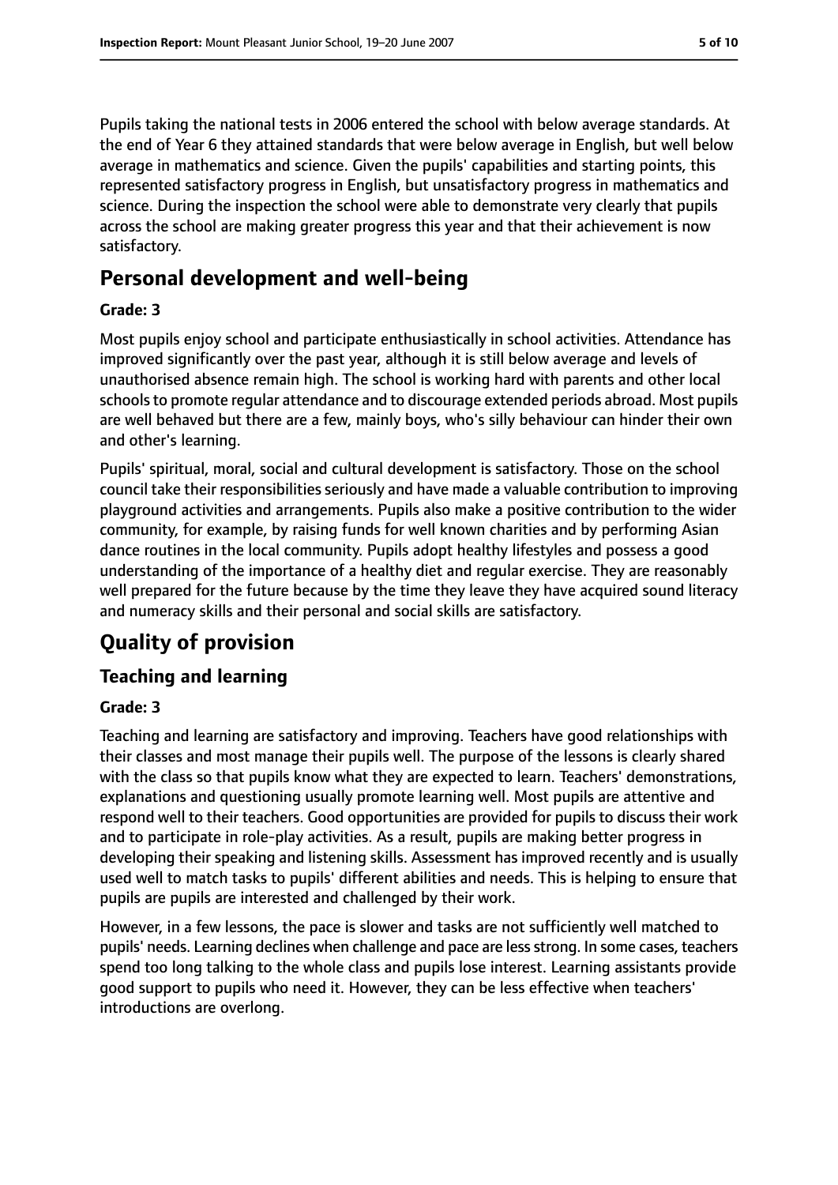Pupils taking the national tests in 2006 entered the school with below average standards. At the end of Year 6 they attained standards that were below average in English, but well below average in mathematics and science. Given the pupils' capabilities and starting points, this represented satisfactory progress in English, but unsatisfactory progress in mathematics and science. During the inspection the school were able to demonstrate very clearly that pupils across the school are making greater progress this year and that their achievement is now satisfactory.

## Personal development and well-being

**Grade: 3**

Most pupils enjoy school and participate enthusiastically in school activities. Attendance has improved significantly over the past year, although it is still below average and levels of unauthorised absence remain high. The school is working hard with parents and other local schools to promote regular attendance and to discourage extended periods abroad. Most pupils are well behaved but there are a few, mainly boys, who's silly behaviour can hinder their own and other's learning.

Pupils' spiritual, moral, social and cultural development is satisfactory. Those on the school council take their responsibilities seriously and have made a valuable contribution to improving playground activities and arrangements. Pupils also make a positive contribution to the wider community, for example, by raising funds for well known charities and by performing Asian dance routines in the local community. Pupils adopt healthy lifestyles and possess a good understanding of the importance of a healthy diet and regular exercise. They are reasonably well prepared for the future because by the time they leave they have acquired sound literacy and numeracy skills and their personal and social skills are satisfactory.

# Quality of provision

## Teaching and learning

**Grade: 3**

Teaching and learning are satisfactory and improving. Teachers have good relationships with their classes and most manage their pupils well. The purpose of the lessons is clearly shared with the class so that pupils know what they are expected to learn. Teachers' demonstrations, explanations and questioning usually promote learning well. Most pupils are attentive and respond well to their teachers. Good opportunities are provided for pupils to discuss their work and to participate in role-play activities. As a result, pupils are making better progress in developing their speaking and listening skills. Assessment has improved recently and is usually used well to match tasks to pupils' different abilities and needs. This is helping to ensure that pupils are pupils are interested and challenged by their work.

However, in a few lessons, the pace is slower and tasks are not sufficiently well matched to pupils' needs. Learning declines when challenge and pace are less strong. In some cases, teachers spend too long talking to the whole class and pupils lose interest. Learning assistants provide good support to pupils who need it. However, they can be less effective when teachers' introductions are overlong.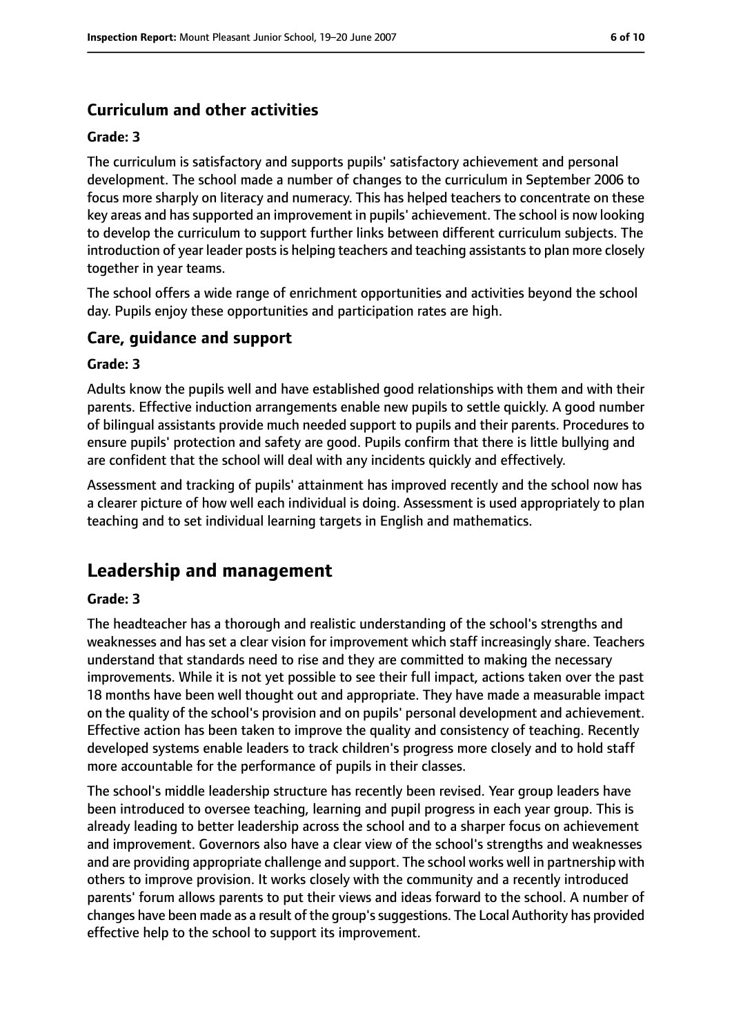### Curriculum and other activities

#### Grade: 3

The curriculum is satisfactory and supports pupils' satisfactory achievement and personal development. The school made a number of changes to the curriculum in September 2006 to focus more sharply on literacy and numeracy. This has helped teachers to concentrate on these key areas and has supported an improvement in pupils' achievement. The school is now looking to develop the curriculum to support further links between different curriculum subjects. The introduction of year leader posts is helping teachers and teaching assistants to plan more closely together in year teams.

The school offers a wide range of enrichment opportunities and activities beyond the school day. Pupils enjoy these opportunities and participation rates are high.

### Care, guidance and support

#### Grade: 3

Adults know the pupils well and have established good relationships with them and with their parents. Effective induction arrangements enable new pupils to settle quickly. A good number of bilingual assistants provide much needed support to pupils and their parents. Procedures to ensure pupils' protection and safety are good. Pupils confirm that there is little bullying and are confident that the school will deal with any incidents quickly and effectively.

Assessment and tracking of pupils' attainment has improved recently and the school now has a clearer picture of how well each individual is doing. Assessment is used appropriately to plan teaching and to set individual learning targets in English and mathematics.

## Leadership and management

#### Grade: 3

The headteacher has a thorough and realistic understanding of the school's strengths and weaknesses and has set a clear vision for improvement which staff increasingly share. Teachers understand that standards need to rise and they are committed to making the necessary improvements. While it is not yet possible to see their full impact, actions taken over the past 18 months have been well thought out and appropriate. They have made a measurable impact on the quality of the school's provision and on pupils' personal development and achievement. Effective action has been taken to improve the quality and consistency of teaching. Recently developed systems enable leaders to track children's progress more closely and to hold staff more accountable for the performance of pupils in their classes.

The school's middle leadership structure has recently been revised. Year group leaders have been introduced to oversee teaching, learning and pupil progress in each year group. This is already leading to better leadership across the school and to a sharper focus on achievement and improvement. Governors also have a clear view of the school's strengths and weaknesses and are providing appropriate challenge and support. The school works well in partnership with others to improve provision. It works closely with the community and a recently introduced parents' forum allows parents to put their views and ideas forward to the school. A number of changes have been made as a result of the group's suggestions. The Local Authority has provided effective help to the school to support its improvement.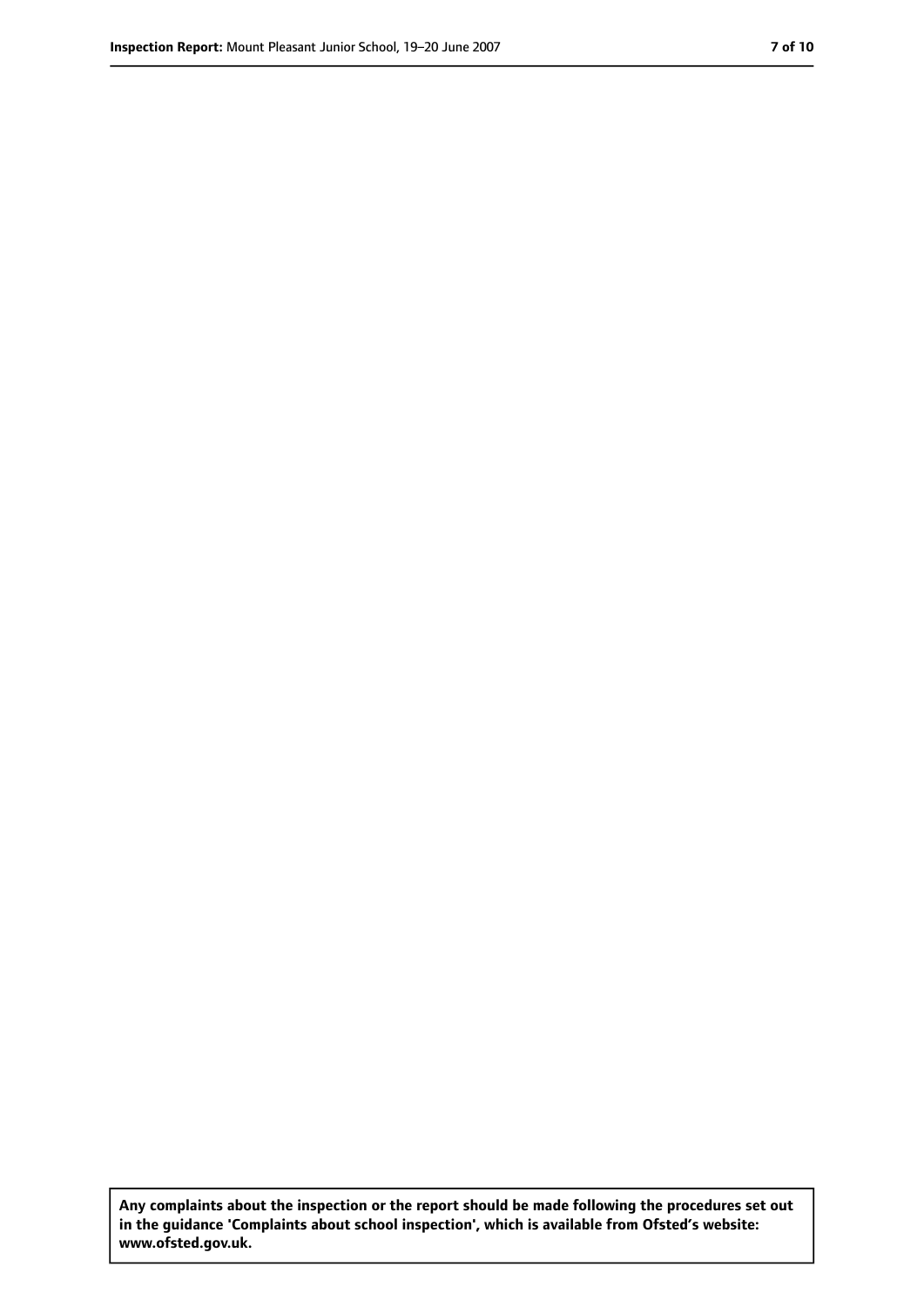**Any complaints about the inspection or the report should be made following the procedures set out in the guidance 'Complaints about school inspection', which is available from Ofsted's website: www.ofsted.gov.uk.**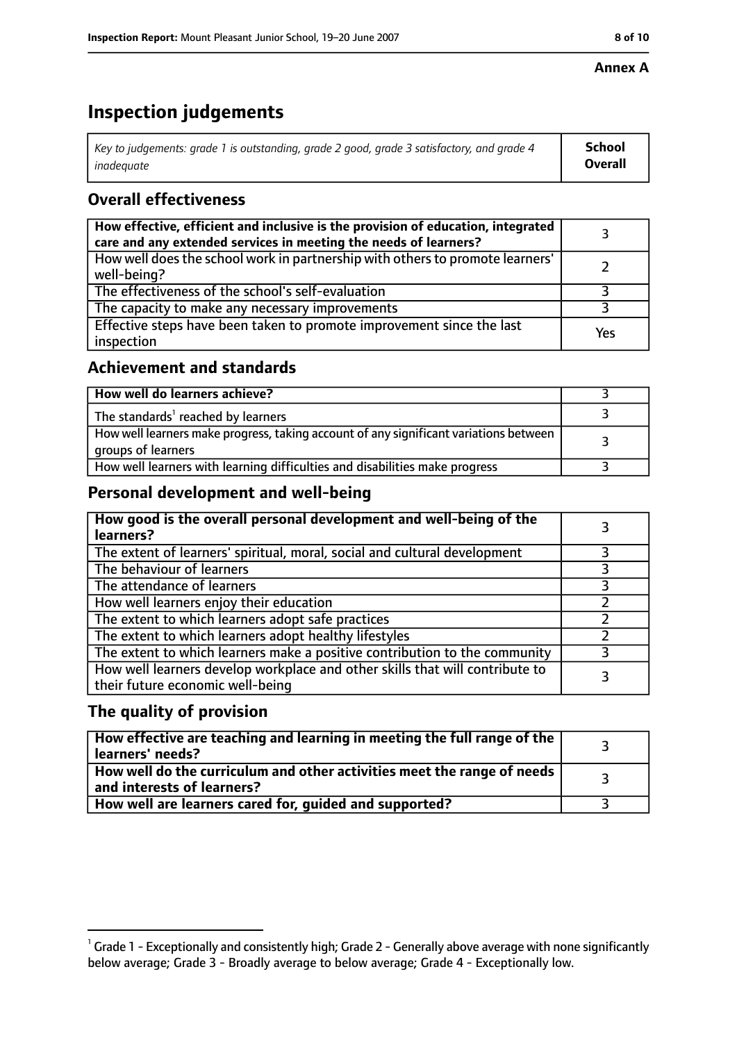**Annex A**

# Inspection judgements

| *Key to judgements: grade 1 is outstanding, grade 2 good, grade 3 satisfactory, and grade 4 inadequate* | **School Overall** |
|---|---|

## Overall effectiveness

| | |
|---|---|
| **How effective, efficient and inclusive is the provision of education, integrated care and any extended services in meeting the needs of learners?** | 3 |
| How well does the school work in partnership with others to promote learners' well-being? | 2 |
| The effectiveness of the school's self-evaluation | 3 |
| The capacity to make any necessary improvements | 3 |
| Effective steps have been taken to promote improvement since the last inspection | Yes |

## Achievement and standards

| | |
|---|---|
| **How well do learners achieve?** | 3 |
| The standards[1] reached by learners | 3 |
| How well learners make progress, taking account of any significant variations between groups of learners | 3 |
| How well learners with learning difficulties and disabilities make progress | 3 |

## Personal development and well-being

| | |
|---|---|
| **How good is the overall personal development and well-being of the learners?** | 3 |
| The extent of learners' spiritual, moral, social and cultural development | 3 |
| The behaviour of learners | 3 |
| The attendance of learners | 3 |
| How well learners enjoy their education | 2 |
| The extent to which learners adopt safe practices | 2 |
| The extent to which learners adopt healthy lifestyles | 2 |
| The extent to which learners make a positive contribution to the community | 3 |
| How well learners develop workplace and other skills that will contribute to their future economic well-being | 3 |

## The quality of provision

| | |
|---|---|
| **How effective are teaching and learning in meeting the full range of the learners' needs?** | 3 |
| **How well do the curriculum and other activities meet the range of needs and interests of learners?** | 3 |
| **How well are learners cared for, guided and supported?** | 3 |

[1] Grade 1 - Exceptionally and consistently high; Grade 2 - Generally above average with none significantly below average; Grade 3 - Broadly average to below average; Grade 4 - Exceptionally low.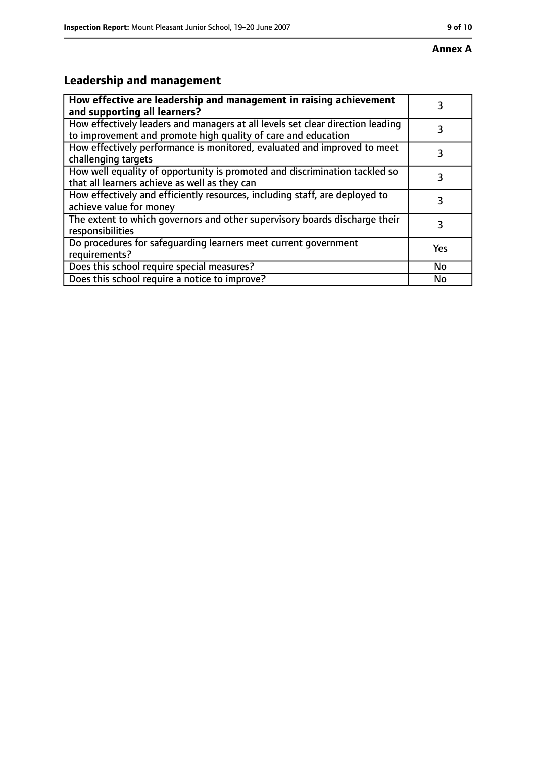**Annex A**

## Leadership and management

| **How effective are leadership and management in raising achievement and supporting all learners?** | 3 |
|---|---|
| How effectively leaders and managers at all levels set clear direction leading to improvement and promote high quality of care and education | 3 |
| How effectively performance is monitored, evaluated and improved to meet challenging targets | 3 |
| How well equality of opportunity is promoted and discrimination tackled so that all learners achieve as well as they can | 3 |
| How effectively and efficiently resources, including staff, are deployed to achieve value for money | 3 |
| The extent to which governors and other supervisory boards discharge their responsibilities | 3 |
| Do procedures for safeguarding learners meet current government requirements? | Yes |
| Does this school require special measures? | No |
| Does this school require a notice to improve? | No |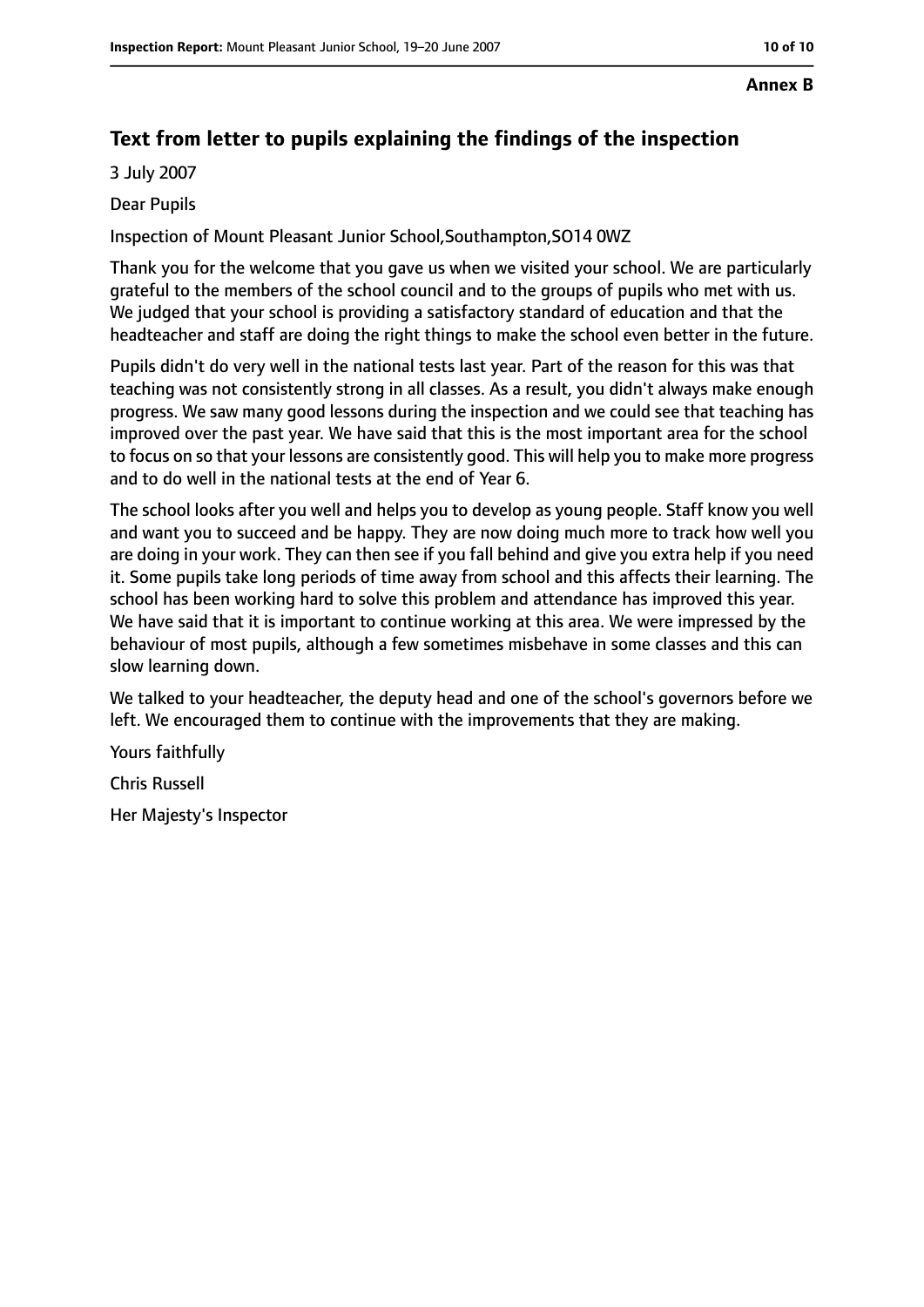**Annex B**

## Text from letter to pupils explaining the findings of the inspection

3 July 2007

Dear Pupils

Inspection of Mount Pleasant Junior School,Southampton,SO14 0WZ

Thank you for the welcome that you gave us when we visited your school. We are particularly grateful to the members of the school council and to the groups of pupils who met with us. We judged that your school is providing a satisfactory standard of education and that the headteacher and staff are doing the right things to make the school even better in the future.

Pupils didn't do very well in the national tests last year. Part of the reason for this was that teaching was not consistently strong in all classes. As a result, you didn't always make enough progress. We saw many good lessons during the inspection and we could see that teaching has improved over the past year. We have said that this is the most important area for the school to focus on so that your lessons are consistently good. This will help you to make more progress and to do well in the national tests at the end of Year 6.

The school looks after you well and helps you to develop as young people. Staff know you well and want you to succeed and be happy. They are now doing much more to track how well you are doing in your work. They can then see if you fall behind and give you extra help if you need it. Some pupils take long periods of time away from school and this affects their learning. The school has been working hard to solve this problem and attendance has improved this year. We have said that it is important to continue working at this area. We were impressed by the behaviour of most pupils, although a few sometimes misbehave in some classes and this can slow learning down.

We talked to your headteacher, the deputy head and one of the school's governors before we left. We encouraged them to continue with the improvements that they are making.

Yours faithfully

Chris Russell

Her Majesty's Inspector